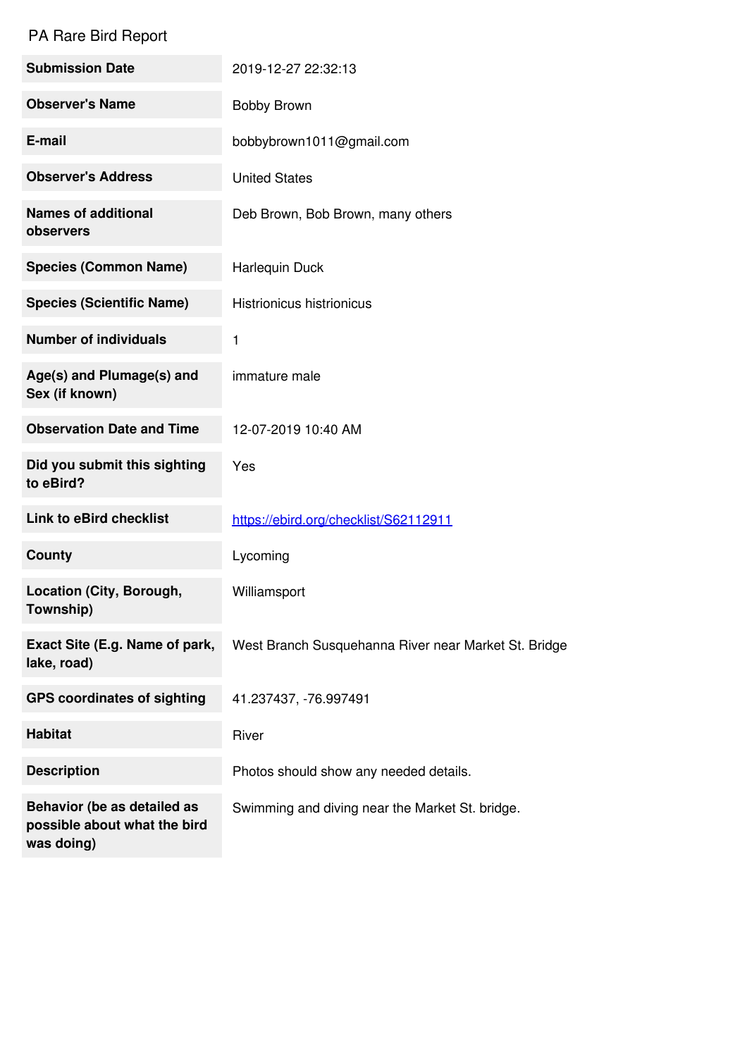PA Rare Bird Report

| | |
|---|---|
| **Submission Date** | 2019-12-27 22:32:13 |
| **Observer's Name** | Bobby Brown |
| **E-mail** | bobbybrown1011@gmail.com |
| **Observer's Address** | United States |
| **Names of additional observers** | Deb Brown, Bob Brown, many others |
| **Species (Common Name)** | Harlequin Duck |
| **Species (Scientific Name)** | Histrionicus histrionicus |
| **Number of individuals** | 1 |
| **Age(s) and Plumage(s) and Sex (if known)** | immature male |
| **Observation Date and Time** | 12-07-2019 10:40 AM |
| **Did you submit this sighting to eBird?** | Yes |
| **Link to eBird checklist** | https://ebird.org/checklist/S62112911 |
| **County** | Lycoming |
| **Location (City, Borough, Township)** | Williamsport |
| **Exact Site (E.g. Name of park, lake, road)** | West Branch Susquehanna River near Market St. Bridge |
| **GPS coordinates of sighting** | 41.237437, -76.997491 |
| **Habitat** | River |
| **Description** | Photos should show any needed details. |
| **Behavior (be as detailed as possible about what the bird was doing)** | Swimming and diving near the Market St. bridge. |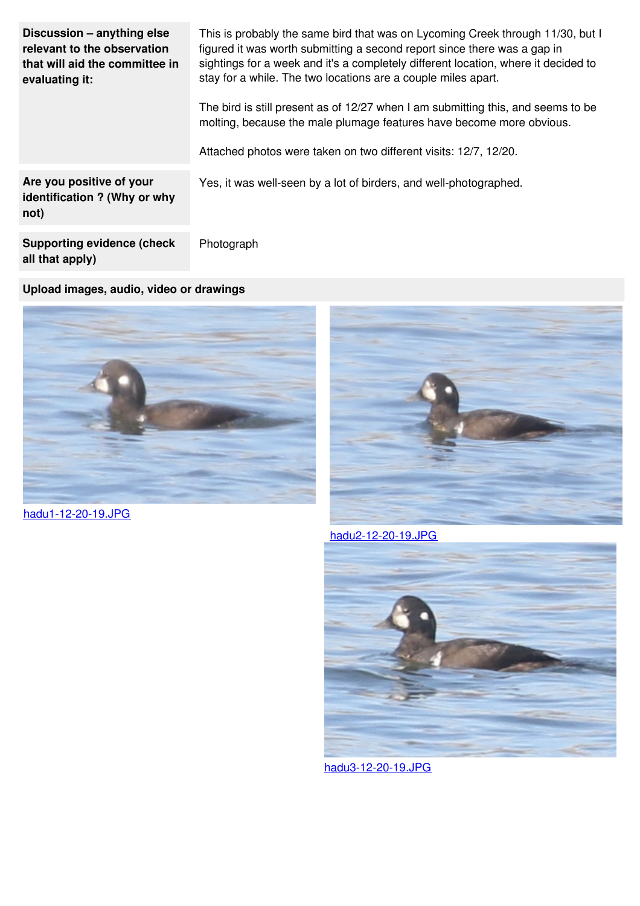| | |
|---|---|
| **Discussion – anything else relevant to the observation that will aid the committee in evaluating it:** | This is probably the same bird that was on Lycoming Creek through 11/30, but I figured it was worth submitting a second report since there was a gap in sightings for a week and it's a completely different location, where it decided to stay for a while. The two locations are a couple miles apart. <br><br> The bird is still present as of 12/27 when I am submitting this, and seems to be molting, because the male plumage features have become more obvious. <br><br> Attached photos were taken on two different visits: 12/7, 12/20. |
| **Are you positive of your identification ? (Why or why not)** | Yes, it was well-seen by a lot of birders, and well-photographed. |
| **Supporting evidence (check all that apply)** | Photograph |

**Upload images, audio, video or drawings**

hadu1-12-20-19.JPG

hadu2-12-20-19.JPG

hadu3-12-20-19.JPG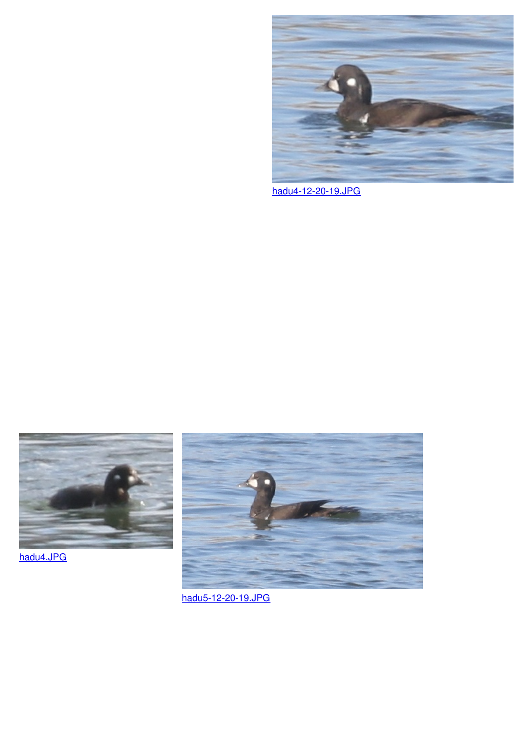hadu4-12-20-19.JPG

hadu4.JPG

hadu5-12-20-19.JPG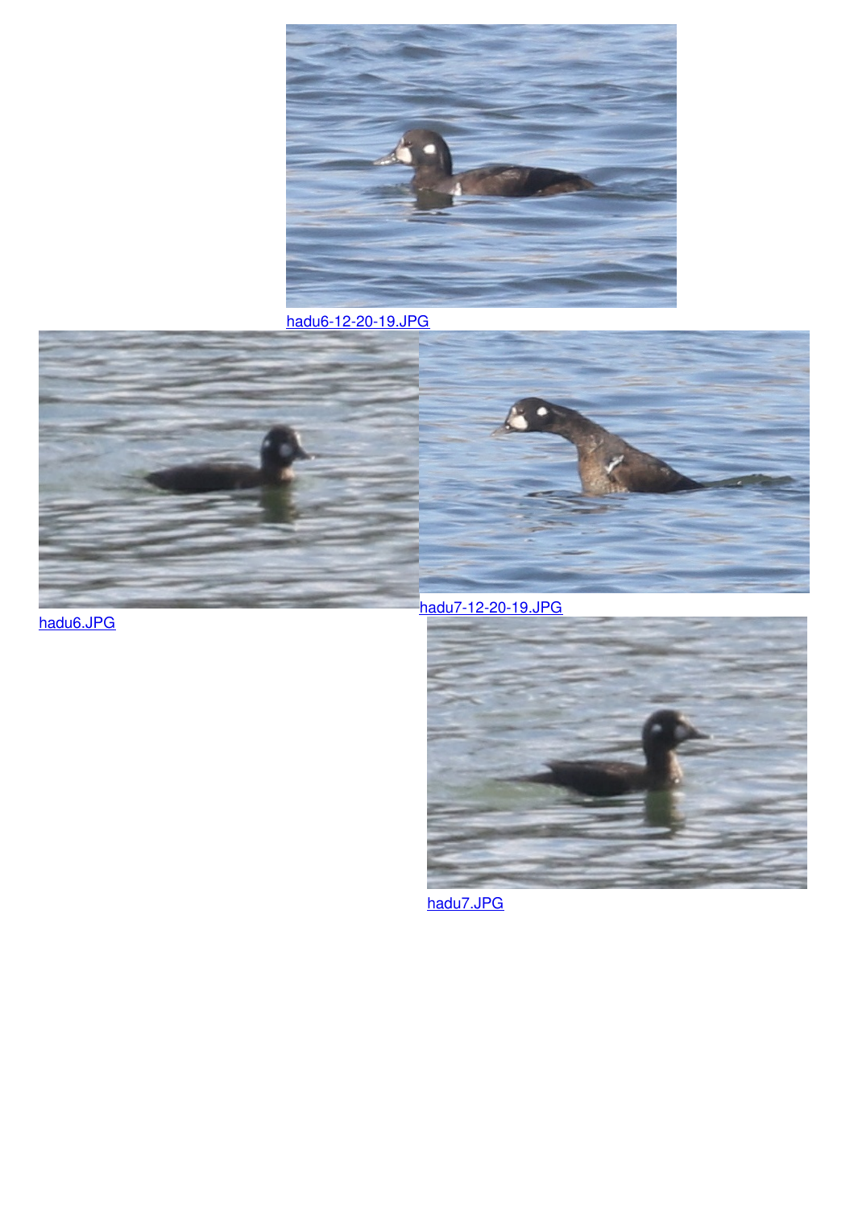hadu6-12-20-19.JPG

hadu6.JPG

hadu7-12-20-19.JPG

hadu7.JPG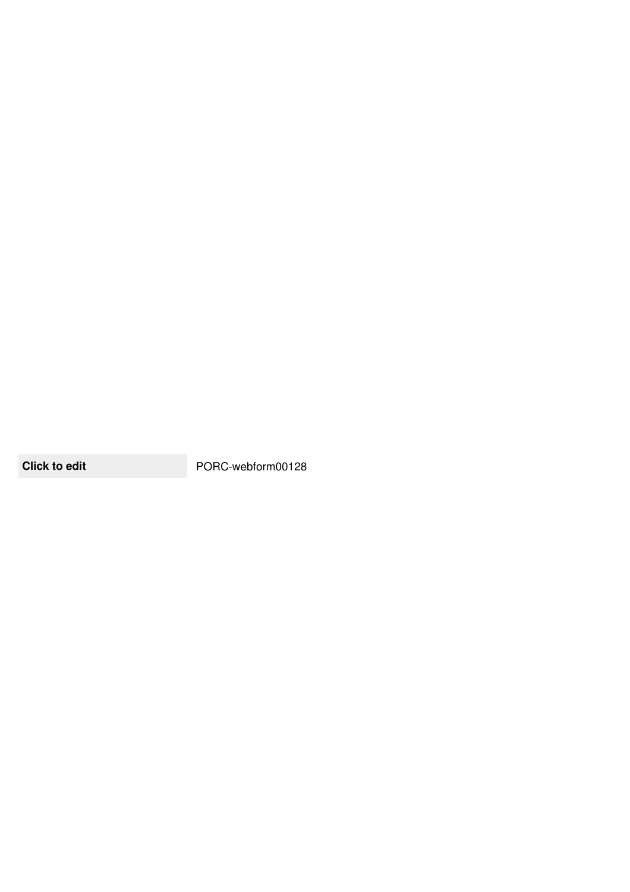| | |
|---|---|
| **Click to edit** | PORC-webform00128 |